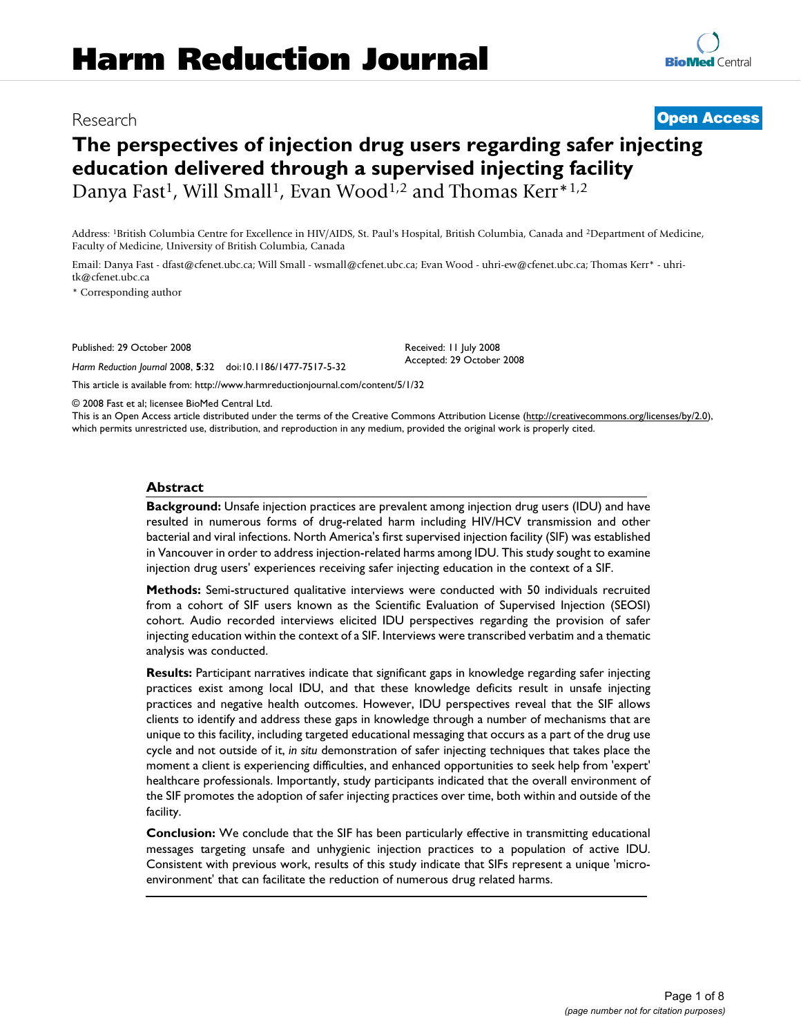Research

**Open Access**

# The perspectives of injection drug users regarding safer injecting education delivered through a supervised injecting facility

Danya Fast[1], Will Small[1], Evan Wood[1,2] and Thomas Kerr*[1,2]

Address: [1]British Columbia Centre for Excellence in HIV/AIDS, St. Paul's Hospital, British Columbia, Canada and [2]Department of Medicine, Faculty of Medicine, University of British Columbia, Canada

Email: Danya Fast - dfast@cfenet.ubc.ca; Will Small - wsmall@cfenet.ubc.ca; Evan Wood - uhri-ew@cfenet.ubc.ca; Thomas Kerr* - uhri-tk@cfenet.ubc.ca

\* Corresponding author

Published: 29 October 2008

*Harm Reduction Journal* 2008, **5**:32 doi:10.1186/1477-7517-5-32

Received: 11 July 2008
Accepted: 29 October 2008

This article is available from: http://www.harmreductionjournal.com/content/5/1/32

© 2008 Fast et al; licensee BioMed Central Ltd.
This is an Open Access article distributed under the terms of the Creative Commons Attribution License (http://creativecommons.org/licenses/by/2.0), which permits unrestricted use, distribution, and reproduction in any medium, provided the original work is properly cited.

## Abstract

**Background:** Unsafe injection practices are prevalent among injection drug users (IDU) and have resulted in numerous forms of drug-related harm including HIV/HCV transmission and other bacterial and viral infections. North America's first supervised injection facility (SIF) was established in Vancouver in order to address injection-related harms among IDU. This study sought to examine injection drug users' experiences receiving safer injecting education in the context of a SIF.

**Methods:** Semi-structured qualitative interviews were conducted with 50 individuals recruited from a cohort of SIF users known as the Scientific Evaluation of Supervised Injection (SEOSI) cohort. Audio recorded interviews elicited IDU perspectives regarding the provision of safer injecting education within the context of a SIF. Interviews were transcribed verbatim and a thematic analysis was conducted.

**Results:** Participant narratives indicate that significant gaps in knowledge regarding safer injecting practices exist among local IDU, and that these knowledge deficits result in unsafe injecting practices and negative health outcomes. However, IDU perspectives reveal that the SIF allows clients to identify and address these gaps in knowledge through a number of mechanisms that are unique to this facility, including targeted educational messaging that occurs as a part of the drug use cycle and not outside of it, *in situ* demonstration of safer injecting techniques that takes place the moment a client is experiencing difficulties, and enhanced opportunities to seek help from 'expert' healthcare professionals. Importantly, study participants indicated that the overall environment of the SIF promotes the adoption of safer injecting practices over time, both within and outside of the facility.

**Conclusion:** We conclude that the SIF has been particularly effective in transmitting educational messages targeting unsafe and unhygienic injection practices to a population of active IDU. Consistent with previous work, results of this study indicate that SIFs represent a unique 'micro-environment' that can facilitate the reduction of numerous drug related harms.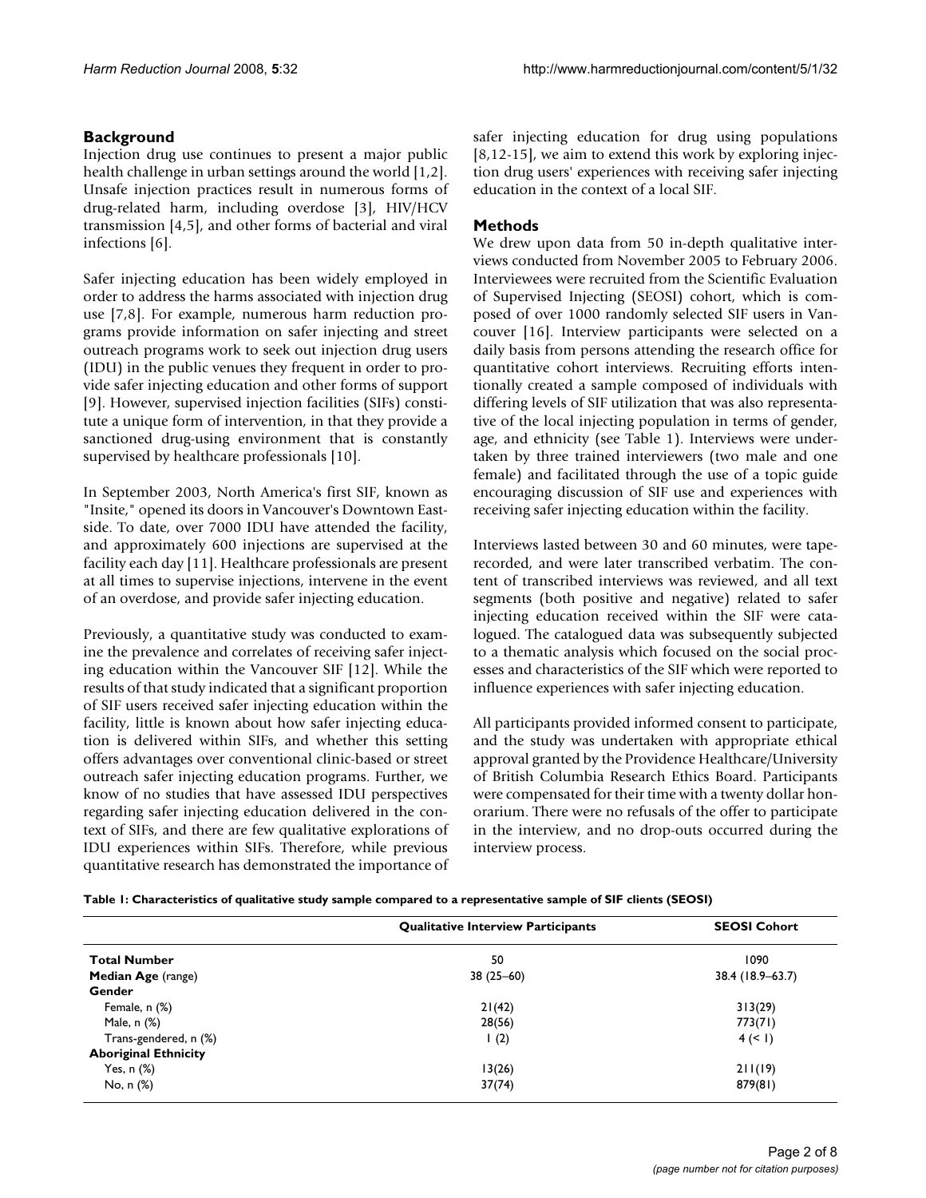## Background

Injection drug use continues to present a major public health challenge in urban settings around the world [1,2]. Unsafe injection practices result in numerous forms of drug-related harm, including overdose [3], HIV/HCV transmission [4,5], and other forms of bacterial and viral infections [6].

Safer injecting education has been widely employed in order to address the harms associated with injection drug use [7,8]. For example, numerous harm reduction programs provide information on safer injecting and street outreach programs work to seek out injection drug users (IDU) in the public venues they frequent in order to provide safer injecting education and other forms of support [9]. However, supervised injection facilities (SIFs) constitute a unique form of intervention, in that they provide a sanctioned drug-using environment that is constantly supervised by healthcare professionals [10].

In September 2003, North America's first SIF, known as "Insite," opened its doors in Vancouver's Downtown Eastside. To date, over 7000 IDU have attended the facility, and approximately 600 injections are supervised at the facility each day [11]. Healthcare professionals are present at all times to supervise injections, intervene in the event of an overdose, and provide safer injecting education.

Previously, a quantitative study was conducted to examine the prevalence and correlates of receiving safer injecting education within the Vancouver SIF [12]. While the results of that study indicated that a significant proportion of SIF users received safer injecting education within the facility, little is known about how safer injecting education is delivered within SIFs, and whether this setting offers advantages over conventional clinic-based or street outreach safer injecting education programs. Further, we know of no studies that have assessed IDU perspectives regarding safer injecting education delivered in the context of SIFs, and there are few qualitative explorations of IDU experiences within SIFs. Therefore, while previous quantitative research has demonstrated the importance of safer injecting education for drug using populations [8,12-15], we aim to extend this work by exploring injection drug users' experiences with receiving safer injecting education in the context of a local SIF.

## Methods

We drew upon data from 50 in-depth qualitative interviews conducted from November 2005 to February 2006. Interviewees were recruited from the Scientific Evaluation of Supervised Injecting (SEOSI) cohort, which is composed of over 1000 randomly selected SIF users in Vancouver [16]. Interview participants were selected on a daily basis from persons attending the research office for quantitative cohort interviews. Recruiting efforts intentionally created a sample composed of individuals with differing levels of SIF utilization that was also representative of the local injecting population in terms of gender, age, and ethnicity (see Table 1). Interviews were undertaken by three trained interviewers (two male and one female) and facilitated through the use of a topic guide encouraging discussion of SIF use and experiences with receiving safer injecting education within the facility.

Interviews lasted between 30 and 60 minutes, were tape-recorded, and were later transcribed verbatim. The content of transcribed interviews was reviewed, and all text segments (both positive and negative) related to safer injecting education received within the SIF were catalogued. The catalogued data was subsequently subjected to a thematic analysis which focused on the social processes and characteristics of the SIF which were reported to influence experiences with safer injecting education.

All participants provided informed consent to participate, and the study was undertaken with appropriate ethical approval granted by the Providence Healthcare/University of British Columbia Research Ethics Board. Participants were compensated for their time with a twenty dollar honorarium. There were no refusals of the offer to participate in the interview, and no drop-outs occurred during the interview process.

**Table 1: Characteristics of qualitative study sample compared to a representative sample of SIF clients (SEOSI)**

| | Qualitative Interview Participants | SEOSI Cohort |
|---|---|---|
| **Total Number** | 50 | 1090 |
| **Median Age** (range) | 38 (25–60) | 38.4 (18.9–63.7) |
| **Gender** | | |
| Female, n (%) | 21(42) | 313(29) |
| Male, n (%) | 28(56) | 773(71) |
| Trans-gendered, n (%) | 1 (2) | 4 (< 1) |
| **Aboriginal Ethnicity** | | |
| Yes, n (%) | 13(26) | 211(19) |
| No, n (%) | 37(74) | 879(81) |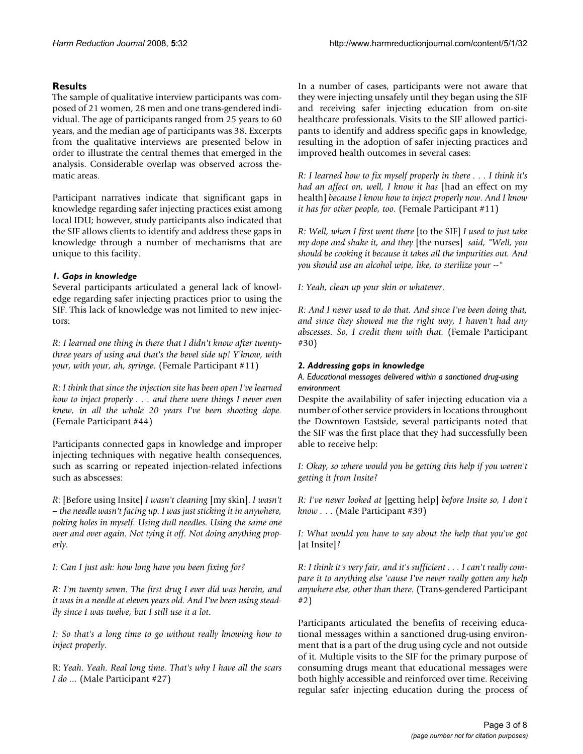## Results

The sample of qualitative interview participants was composed of 21 women, 28 men and one trans-gendered individual. The age of participants ranged from 25 years to 60 years, and the median age of participants was 38. Excerpts from the qualitative interviews are presented below in order to illustrate the central themes that emerged in the analysis. Considerable overlap was observed across thematic areas.

Participant narratives indicate that significant gaps in knowledge regarding safer injecting practices exist among local IDU; however, study participants also indicated that the SIF allows clients to identify and address these gaps in knowledge through a number of mechanisms that are unique to this facility.

### *1. Gaps in knowledge*

Several participants articulated a general lack of knowledge regarding safer injecting practices prior to using the SIF. This lack of knowledge was not limited to new injectors:

*R: I learned one thing in there that I didn't know after twenty-three years of using and that's the bevel side up! Y'know, with your, with your, ah, syringe.* (Female Participant #11)

*R: I think that since the injection site has been open I've learned how to inject properly . . . and there were things I never even knew, in all the whole 20 years I've been shooting dope.* (Female Participant #44)

Participants connected gaps in knowledge and improper injecting techniques with negative health consequences, such as scarring or repeated injection-related infections such as abscesses:

*R*: [Before using Insite] *I wasn't cleaning* [my skin]. *I wasn't – the needle wasn't facing up. I was just sticking it in anywhere, poking holes in myself. Using dull needles. Using the same one over and over again. Not tying it off. Not doing anything properly.*

*I: Can I just ask: how long have you been fixing for?*

*R: I'm twenty seven. The first drug I ever did was heroin, and it was in a needle at eleven years old. And I've been using steadily since I was twelve, but I still use it a lot.*

*I: So that's a long time to go without really knowing how to inject properly.*

R: *Yeah. Yeah. Real long time. That's why I have all the scars I do ...* (Male Participant #27)

In a number of cases, participants were not aware that they were injecting unsafely until they began using the SIF and receiving safer injecting education from on-site healthcare professionals. Visits to the SIF allowed participants to identify and address specific gaps in knowledge, resulting in the adoption of safer injecting practices and improved health outcomes in several cases:

*R: I learned how to fix myself properly in there . . . I think it's had an affect on, well, I know it has* [had an effect on my health] *because I know how to inject properly now. And I know it has for other people, too.* (Female Participant #11)

*R: Well, when I first went there* [to the SIF] *I used to just take my dope and shake it, and they* [the nurses] *said, "Well, you should be cooking it because it takes all the impurities out. And you should use an alcohol wipe, like, to sterilize your --"*

*I: Yeah, clean up your skin or whatever.*

*R: And I never used to do that. And since I've been doing that, and since they showed me the right way, I haven't had any abscesses. So, I credit them with that.* (Female Participant #30)

### *2. Addressing gaps in knowledge*

#### *A. Educational messages delivered within a sanctioned drug-using environment*

Despite the availability of safer injecting education via a number of other service providers in locations throughout the Downtown Eastside, several participants noted that the SIF was the first place that they had successfully been able to receive help:

*I: Okay, so where would you be getting this help if you weren't getting it from Insite?*

*R: I've never looked at* [getting help] *before Insite so, I don't know . . .* (Male Participant #39)

*I: What would you have to say about the help that you've got* [at Insite]*?*

*R: I think it's very fair, and it's sufficient . . . I can't really compare it to anything else 'cause I've never really gotten any help anywhere else, other than there.* (Trans-gendered Participant #2)

Participants articulated the benefits of receiving educational messages within a sanctioned drug-using environment that is a part of the drug using cycle and not outside of it. Multiple visits to the SIF for the primary purpose of consuming drugs meant that educational messages were both highly accessible and reinforced over time. Receiving regular safer injecting education during the process of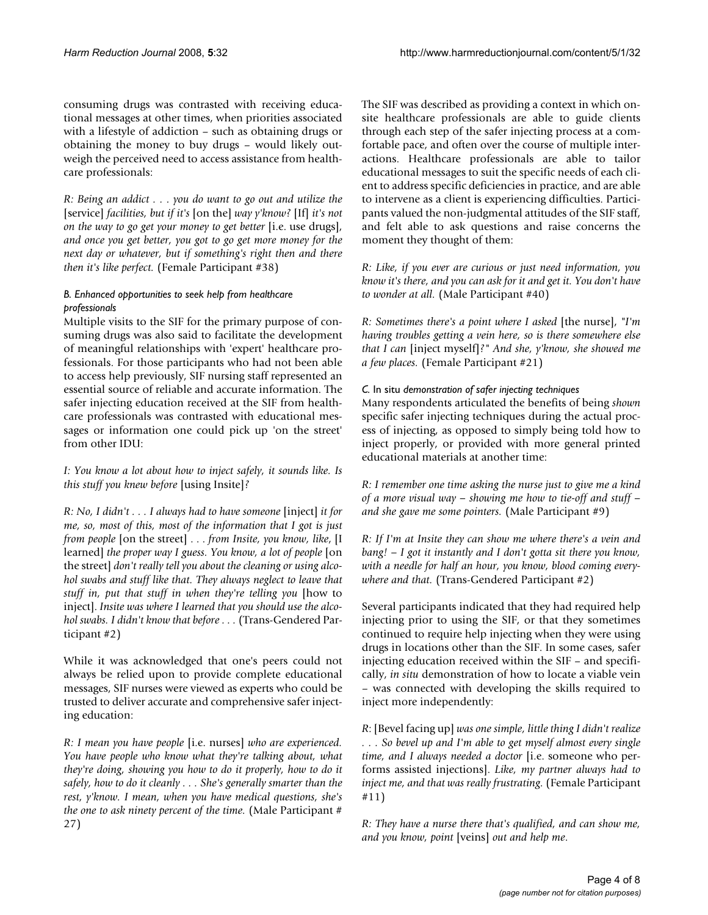consuming drugs was contrasted with receiving educational messages at other times, when priorities associated with a lifestyle of addiction – such as obtaining drugs or obtaining the money to buy drugs – would likely outweigh the perceived need to access assistance from healthcare professionals:

*R: Being an addict . . . you do want to go out and utilize the* [service] *facilities, but if it's* [on the] *way y'know?* [If] *it's not on the way to go get your money to get better* [i.e. use drugs], *and once you get better, you got to go get more money for the next day or whatever, but if something's right then and there then it's like perfect.* (Female Participant #38)

#### *B. Enhanced opportunities to seek help from healthcare professionals*

Multiple visits to the SIF for the primary purpose of consuming drugs was also said to facilitate the development of meaningful relationships with 'expert' healthcare professionals. For those participants who had not been able to access help previously, SIF nursing staff represented an essential source of reliable and accurate information. The safer injecting education received at the SIF from healthcare professionals was contrasted with educational messages or information one could pick up 'on the street' from other IDU:

*I: You know a lot about how to inject safely, it sounds like. Is this stuff you knew before* [using Insite]*?*

*R: No, I didn't . . . I always had to have someone* [inject] *it for me, so, most of this, most of the information that I got is just from people* [on the street] *. . . from Insite, you know, like,* [I learned] *the proper way I guess. You know, a lot of people* [on the street] *don't really tell you about the cleaning or using alcohol swabs and stuff like that. They always neglect to leave that stuff in, put that stuff in when they're telling you* [how to inject]. *Insite was where I learned that you should use the alcohol swabs. I didn't know that before . . .* (Trans-Gendered Participant #2)

While it was acknowledged that one's peers could not always be relied upon to provide complete educational messages, SIF nurses were viewed as experts who could be trusted to deliver accurate and comprehensive safer injecting education:

*R: I mean you have people* [i.e. nurses] *who are experienced. You have people who know what they're talking about, what they're doing, showing you how to do it properly, how to do it safely, how to do it cleanly . . . She's generally smarter than the rest, y'know. I mean, when you have medical questions, she's the one to ask ninety percent of the time.* (Male Participant # 27)

The SIF was described as providing a context in which on-site healthcare professionals are able to guide clients through each step of the safer injecting process at a comfortable pace, and often over the course of multiple interactions. Healthcare professionals are able to tailor educational messages to suit the specific needs of each client to address specific deficiencies in practice, and are able to intervene as a client is experiencing difficulties. Participants valued the non-judgmental attitudes of the SIF staff, and felt able to ask questions and raise concerns the moment they thought of them:

*R: Like, if you ever are curious or just need information, you know it's there, and you can ask for it and get it. You don't have to wonder at all.* (Male Participant #40)

*R: Sometimes there's a point where I asked* [the nurse], *"I'm having troubles getting a vein here, so is there somewhere else that I can* [inject myself]*?" And she, y'know, she showed me a few places.* (Female Participant #21)

#### *C.* In situ *demonstration of safer injecting techniques*

Many respondents articulated the benefits of being *shown* specific safer injecting techniques during the actual process of injecting, as opposed to simply being told how to inject properly, or provided with more general printed educational materials at another time:

*R: I remember one time asking the nurse just to give me a kind of a more visual way – showing me how to tie-off and stuff – and she gave me some pointers.* (Male Participant #9)

*R: If I'm at Insite they can show me where there's a vein and bang! – I got it instantly and I don't gotta sit there you know, with a needle for half an hour, you know, blood coming everywhere and that.* (Trans-Gendered Participant #2)

Several participants indicated that they had required help injecting prior to using the SIF, or that they sometimes continued to require help injecting when they were using drugs in locations other than the SIF. In some cases, safer injecting education received within the SIF – and specifically, *in situ* demonstration of how to locate a viable vein – was connected with developing the skills required to inject more independently:

*R*: [Bevel facing up] *was one simple, little thing I didn't realize . . . So bevel up and I'm able to get myself almost every single time, and I always needed a doctor* [i.e. someone who performs assisted injections]. *Like, my partner always had to inject me, and that was really frustrating.* (Female Participant #11)

*R: They have a nurse there that's qualified, and can show me, and you know, point* [veins] *out and help me.*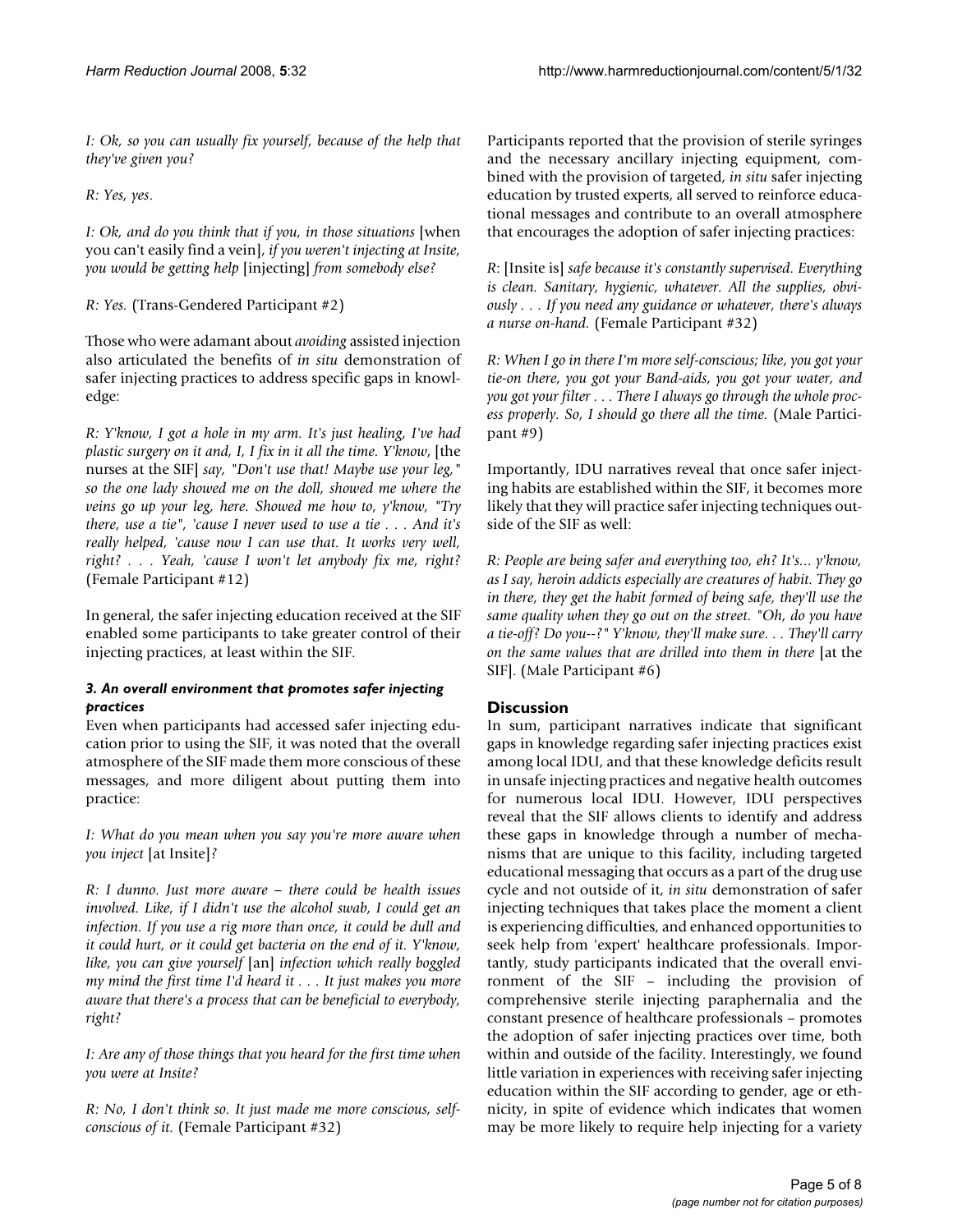*I: Ok, so you can usually fix yourself, because of the help that they've given you?*

*R: Yes, yes*.

*I: Ok, and do you think that if you, in those situations* [when you can't easily find a vein], *if you weren't injecting at Insite, you would be getting help* [injecting] *from somebody else?*

*R: Yes.* (Trans-Gendered Participant #2)

Those who were adamant about *avoiding* assisted injection also articulated the benefits of *in situ* demonstration of safer injecting practices to address specific gaps in knowledge:

*R: Y'know, I got a hole in my arm. It's just healing, I've had plastic surgery on it and, I, I fix in it all the time. Y'know*, [the nurses at the SIF] *say, "Don't use that! Maybe use your leg," so the one lady showed me on the doll, showed me where the veins go up your leg, here. Showed me how to, y'know, "Try there, use a tie", 'cause I never used to use a tie . . . And it's really helped, 'cause now I can use that. It works very well, right? . . . Yeah, 'cause I won't let anybody fix me, right?* (Female Participant #12)

In general, the safer injecting education received at the SIF enabled some participants to take greater control of their injecting practices, at least within the SIF.

### *3. An overall environment that promotes safer injecting practices*

Even when participants had accessed safer injecting education prior to using the SIF, it was noted that the overall atmosphere of the SIF made them more conscious of these messages, and more diligent about putting them into practice:

*I: What do you mean when you say you're more aware when you inject* [at Insite]*?*

*R: I dunno. Just more aware – there could be health issues involved. Like, if I didn't use the alcohol swab, I could get an infection. If you use a rig more than once, it could be dull and it could hurt, or it could get bacteria on the end of it. Y'know, like, you can give yourself* [an] *infection which really boggled my mind the first time I'd heard it . . . It just makes you more aware that there's a process that can be beneficial to everybody, right?*

*I: Are any of those things that you heard for the first time when you were at Insite?*

*R: No, I don't think so. It just made me more conscious, self-conscious of it.* (Female Participant #32)

Participants reported that the provision of sterile syringes and the necessary ancillary injecting equipment, combined with the provision of targeted, *in situ* safer injecting education by trusted experts, all served to reinforce educational messages and contribute to an overall atmosphere that encourages the adoption of safer injecting practices:

*R*: [Insite is] *safe because it's constantly supervised. Everything is clean. Sanitary, hygienic, whatever. All the supplies, obviously . . . If you need any guidance or whatever, there's always a nurse on-hand.* (Female Participant #32)

*R: When I go in there I'm more self-conscious; like, you got your tie-on there, you got your Band-aids, you got your water, and you got your filter . . . There I always go through the whole process properly. So, I should go there all the time.* (Male Participant #9)

Importantly, IDU narratives reveal that once safer injecting habits are established within the SIF, it becomes more likely that they will practice safer injecting techniques outside of the SIF as well:

*R: People are being safer and everything too, eh? It's... y'know, as I say, heroin addicts especially are creatures of habit. They go in there, they get the habit formed of being safe, they'll use the same quality when they go out on the street. "Oh, do you have a tie-off? Do you--?" Y'know, they'll make sure. . . They'll carry on the same values that are drilled into them in there* [at the SIF]. (Male Participant #6)

## Discussion

In sum, participant narratives indicate that significant gaps in knowledge regarding safer injecting practices exist among local IDU, and that these knowledge deficits result in unsafe injecting practices and negative health outcomes for numerous local IDU. However, IDU perspectives reveal that the SIF allows clients to identify and address these gaps in knowledge through a number of mechanisms that are unique to this facility, including targeted educational messaging that occurs as a part of the drug use cycle and not outside of it, *in situ* demonstration of safer injecting techniques that takes place the moment a client is experiencing difficulties, and enhanced opportunities to seek help from 'expert' healthcare professionals. Importantly, study participants indicated that the overall environment of the SIF – including the provision of comprehensive sterile injecting paraphernalia and the constant presence of healthcare professionals – promotes the adoption of safer injecting practices over time, both within and outside of the facility. Interestingly, we found little variation in experiences with receiving safer injecting education within the SIF according to gender, age or ethnicity, in spite of evidence which indicates that women may be more likely to require help injecting for a variety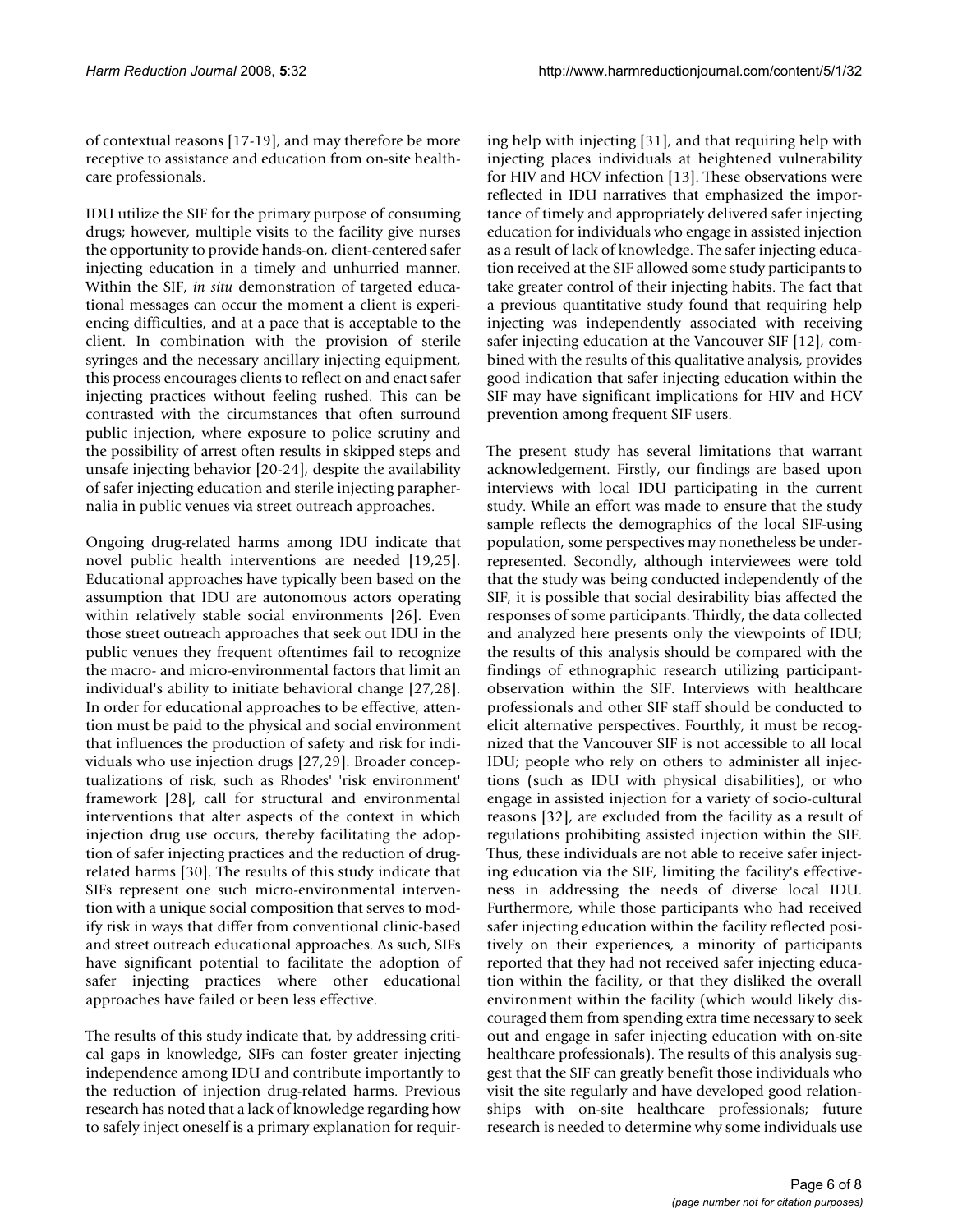of contextual reasons [17-19], and may therefore be more receptive to assistance and education from on-site healthcare professionals.

IDU utilize the SIF for the primary purpose of consuming drugs; however, multiple visits to the facility give nurses the opportunity to provide hands-on, client-centered safer injecting education in a timely and unhurried manner. Within the SIF, *in situ* demonstration of targeted educational messages can occur the moment a client is experiencing difficulties, and at a pace that is acceptable to the client. In combination with the provision of sterile syringes and the necessary ancillary injecting equipment, this process encourages clients to reflect on and enact safer injecting practices without feeling rushed. This can be contrasted with the circumstances that often surround public injection, where exposure to police scrutiny and the possibility of arrest often results in skipped steps and unsafe injecting behavior [20-24], despite the availability of safer injecting education and sterile injecting paraphernalia in public venues via street outreach approaches.

Ongoing drug-related harms among IDU indicate that novel public health interventions are needed [19,25]. Educational approaches have typically been based on the assumption that IDU are autonomous actors operating within relatively stable social environments [26]. Even those street outreach approaches that seek out IDU in the public venues they frequent oftentimes fail to recognize the macro- and micro-environmental factors that limit an individual's ability to initiate behavioral change [27,28]. In order for educational approaches to be effective, attention must be paid to the physical and social environment that influences the production of safety and risk for individuals who use injection drugs [27,29]. Broader conceptualizations of risk, such as Rhodes' 'risk environment' framework [28], call for structural and environmental interventions that alter aspects of the context in which injection drug use occurs, thereby facilitating the adoption of safer injecting practices and the reduction of drug-related harms [30]. The results of this study indicate that SIFs represent one such micro-environmental intervention with a unique social composition that serves to modify risk in ways that differ from conventional clinic-based and street outreach educational approaches. As such, SIFs have significant potential to facilitate the adoption of safer injecting practices where other educational approaches have failed or been less effective.

The results of this study indicate that, by addressing critical gaps in knowledge, SIFs can foster greater injecting independence among IDU and contribute importantly to the reduction of injection drug-related harms. Previous research has noted that a lack of knowledge regarding how to safely inject oneself is a primary explanation for requiring help with injecting [31], and that requiring help with injecting places individuals at heightened vulnerability for HIV and HCV infection [13]. These observations were reflected in IDU narratives that emphasized the importance of timely and appropriately delivered safer injecting education for individuals who engage in assisted injection as a result of lack of knowledge. The safer injecting education received at the SIF allowed some study participants to take greater control of their injecting habits. The fact that a previous quantitative study found that requiring help injecting was independently associated with receiving safer injecting education at the Vancouver SIF [12], combined with the results of this qualitative analysis, provides good indication that safer injecting education within the SIF may have significant implications for HIV and HCV prevention among frequent SIF users.

The present study has several limitations that warrant acknowledgement. Firstly, our findings are based upon interviews with local IDU participating in the current study. While an effort was made to ensure that the study sample reflects the demographics of the local SIF-using population, some perspectives may nonetheless be underrepresented. Secondly, although interviewees were told that the study was being conducted independently of the SIF, it is possible that social desirability bias affected the responses of some participants. Thirdly, the data collected and analyzed here presents only the viewpoints of IDU; the results of this analysis should be compared with the findings of ethnographic research utilizing participant-observation within the SIF. Interviews with healthcare professionals and other SIF staff should be conducted to elicit alternative perspectives. Fourthly, it must be recognized that the Vancouver SIF is not accessible to all local IDU; people who rely on others to administer all injections (such as IDU with physical disabilities), or who engage in assisted injection for a variety of socio-cultural reasons [32], are excluded from the facility as a result of regulations prohibiting assisted injection within the SIF. Thus, these individuals are not able to receive safer injecting education via the SIF, limiting the facility's effectiveness in addressing the needs of diverse local IDU. Furthermore, while those participants who had received safer injecting education within the facility reflected positively on their experiences, a minority of participants reported that they had not received safer injecting education within the facility, or that they disliked the overall environment within the facility (which would likely discouraged them from spending extra time necessary to seek out and engage in safer injecting education with on-site healthcare professionals). The results of this analysis suggest that the SIF can greatly benefit those individuals who visit the site regularly and have developed good relationships with on-site healthcare professionals; future research is needed to determine why some individuals use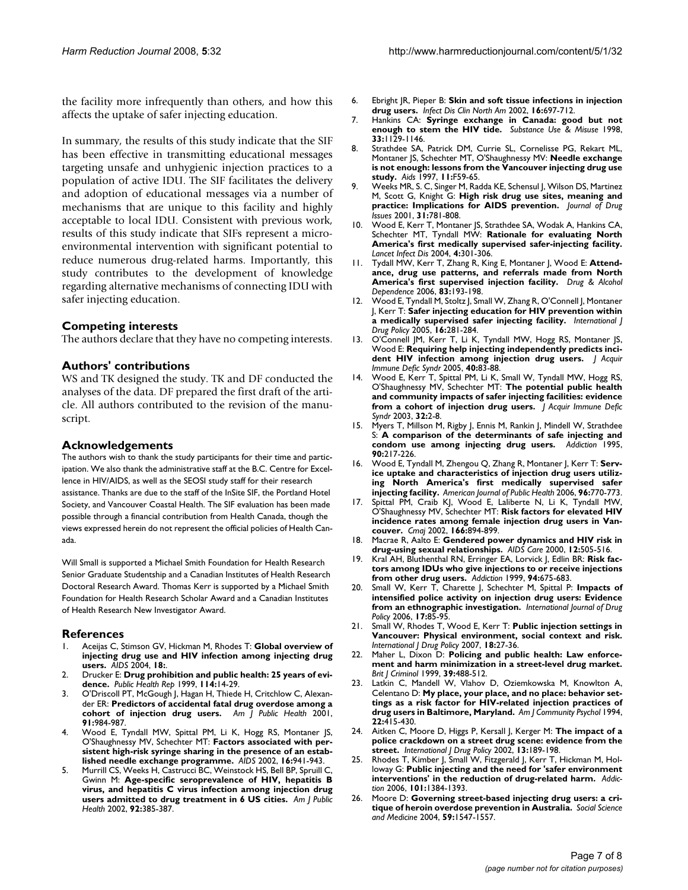the facility more infrequently than others, and how this affects the uptake of safer injecting education.

In summary, the results of this study indicate that the SIF has been effective in transmitting educational messages targeting unsafe and unhygienic injection practices to a population of active IDU. The SIF facilitates the delivery and adoption of educational messages via a number of mechanisms that are unique to this facility and highly acceptable to local IDU. Consistent with previous work, results of this study indicate that SIFs represent a micro-environmental intervention with significant potential to reduce numerous drug-related harms. Importantly, this study contributes to the development of knowledge regarding alternative mechanisms of connecting IDU with safer injecting education.

## Competing interests

The authors declare that they have no competing interests.

## Authors' contributions

WS and TK designed the study. TK and DF conducted the analyses of the data. DF prepared the first draft of the article. All authors contributed to the revision of the manuscript.

## Acknowledgements

The authors wish to thank the study participants for their time and participation. We also thank the administrative staff at the B.C. Centre for Excellence in HIV/AIDS, as well as the SEOSI study staff for their research assistance. Thanks are due to the staff of the InSite SIF, the Portland Hotel Society, and Vancouver Coastal Health. The SIF evaluation has been made possible through a financial contribution from Health Canada, though the views expressed herein do not represent the official policies of Health Canada.

Will Small is supported a Michael Smith Foundation for Health Research Senior Graduate Studentship and a Canadian Institutes of Health Research Doctoral Research Award. Thomas Kerr is supported by a Michael Smith Foundation for Health Research Scholar Award and a Canadian Institutes of Health Research New Investigator Award.

## References

1. Aceijas C, Stimson GV, Hickman M, Rhodes T: **Global overview of injecting drug use and HIV infection among injecting drug users.** *AIDS* 2004, **18:**.
2. Drucker E: **Drug prohibition and public health: 25 years of evidence.** *Public Health Rep* 1999, **114:**14-29.
3. O'Driscoll PT, McGough J, Hagan H, Thiede H, Critchlow C, Alexander ER: **Predictors of accidental fatal drug overdose among a cohort of injection drug users.** *Am J Public Health* 2001, **91:**984-987.
4. Wood E, Tyndall MW, Spittal PM, Li K, Hogg RS, Montaner JS, O'Shaughnessy MV, Schechter MT: **Factors associated with persistent high-risk syringe sharing in the presence of an established needle exchange programme.** *AIDS* 2002, **16:**941-943.
5. Murrill CS, Weeks H, Castrucci BC, Weinstock HS, Bell BP, Spruill C, Gwinn M: **Age-specific seroprevalence of HIV, hepatitis B virus, and hepatitis C virus infection among injection drug users admitted to drug treatment in 6 US cities.** *Am J Public Health* 2002, **92:**385-387.
6. Ebright JR, Pieper B: **Skin and soft tissue infections in injection drug users.** *Infect Dis Clin North Am* 2002, **16:**697-712.
7. Hankins CA: **Syringe exchange in Canada: good but not enough to stem the HIV tide.** *Substance Use & Misuse* 1998, **33:**1129-1146.
8. Strathdee SA, Patrick DM, Currie SL, Cornelisse PG, Rekart ML, Montaner JS, Schechter MT, O'Shaughnessy MV: **Needle exchange is not enough: lessons from the Vancouver injecting drug use study.** *Aids* 1997, **11:**F59-65.
9. Weeks MR, S. C, Singer M, Radda KE, Schensul J, Wilson DS, Martinez M, Scott G, Knight G: **High risk drug use sites, meaning and practice: Implications for AIDS prevention.** *Journal of Drug Issues* 2001, **31:**781-808.
10. Wood E, Kerr T, Montaner JS, Strathdee SA, Wodak A, Hankins CA, Schechter MT, Tyndall MW: **Rationale for evaluating North America's first medically supervised safer-injecting facility.** *Lancet Infect Dis* 2004, **4:**301-306.
11. Tydall MW, Kerr T, Zhang R, King E, Montaner J, Wood E: **Attendance, drug use patterns, and referrals made from North America's first supervised injection facility.** *Drug & Alcohol Dependence* 2006, **83:**193-198.
12. Wood E, Tyndall M, Stoltz J, Small W, Zhang R, O'Connell J, Montaner J, Kerr T: **Safer injecting education for HIV prevention within a medically supervised safer injecting facility.** *International J Drug Policy* 2005, **16:**281-284.
13. O'Connell JM, Kerr T, Li K, Tyndall MW, Hogg RS, Montaner JS, Wood E: **Requiring help injecting independently predicts incident HIV infection among injection drug users.** *J Acquir Immune Defic Syndr* 2005, **40:**83-88.
14. Wood E, Kerr T, Spittal PM, Li K, Small W, Tyndall MW, Hogg RS, O'Shaughnessy MV, Schechter MT: **The potential public health and community impacts of safer injecting facilities: evidence from a cohort of injection drug users.** *J Acquir Immune Defic Syndr* 2003, **32:**2-8.
15. Myers T, Millson M, Rigby J, Ennis M, Rankin J, Mindell W, Strathdee S: **A comparison of the determinants of safe injecting and condom use among injecting drug users.** *Addiction* 1995, **90:**217-226.
16. Wood E, Tyndall M, Zhengou Q, Zhang R, Montaner J, Kerr T: **Service uptake and characteristics of injection drug users utilizing North America's first medically supervised safer injecting facility.** *American Journal of Public Health* 2006, **96:**770-773.
17. Spittal PM, Craib KJ, Wood E, Laliberte N, Li K, Tyndall MW, O'Shaughnessy MV, Schechter MT: **Risk factors for elevated HIV incidence rates among female injection drug users in Vancouver.** *Cmaj* 2002, **166:**894-899.
18. Macrae R, Aalto E: **Gendered power dynamics and HIV risk in drug-using sexual relationships.** *AIDS Care* 2000, **12:**505-516.
19. Kral AH, Bluthenthal RN, Erringer EA, Lorvick J, Edlin BR: **Risk factors among IDUs who give injections to or receive injections from other drug users.** *Addiction* 1999, **94:**675-683.
20. Small W, Kerr T, Charette J, Schechter M, Spittal P: **Impacts of intensified police activity on injection drug users: Evidence from an ethnographic investigation.** *International Journal of Drug Policy* 2006, **17:**85-95.
21. Small W, Rhodes T, Wood E, Kerr T: **Public injection settings in Vancouver: Physical environment, social context and risk.** *International J Drug Policy* 2007, **18:**27-36.
22. Maher L, Dixon D: **Policing and public health: Law enforcement and harm minimization in a street-level drug market.** *Brit J Criminol* 1999, **39:**488-512.
23. Latkin C, Mandell W, Vlahov D, Oziemkowska M, Knowlton A, Celentano D: **My place, your place, and no place: behavior settings as a risk factor for HIV-related injection practices of drug users in Baltimore, Maryland.** *Am J Community Psychol* 1994, **22:**415-430.
24. Aitken C, Moore D, Higgs P, Kersall J, Kerger M: **The impact of a police crackdown on a street drug scene: evidence from the street.** *International J Drug Policy* 2002, **13:**189-198.
25. Rhodes T, Kimber J, Small W, Fitzgerald J, Kerr T, Hickman M, Holloway G: **Public injecting and the need for 'safer environment interventions' in the reduction of drug-related harm.** *Addiction* 2006, **101:**1384-1393.
26. Moore D: **Governing street-based injecting drug users: a critique of heroin overdose prevention in Australia.** *Social Science and Medicine* 2004, **59:**1547-1557.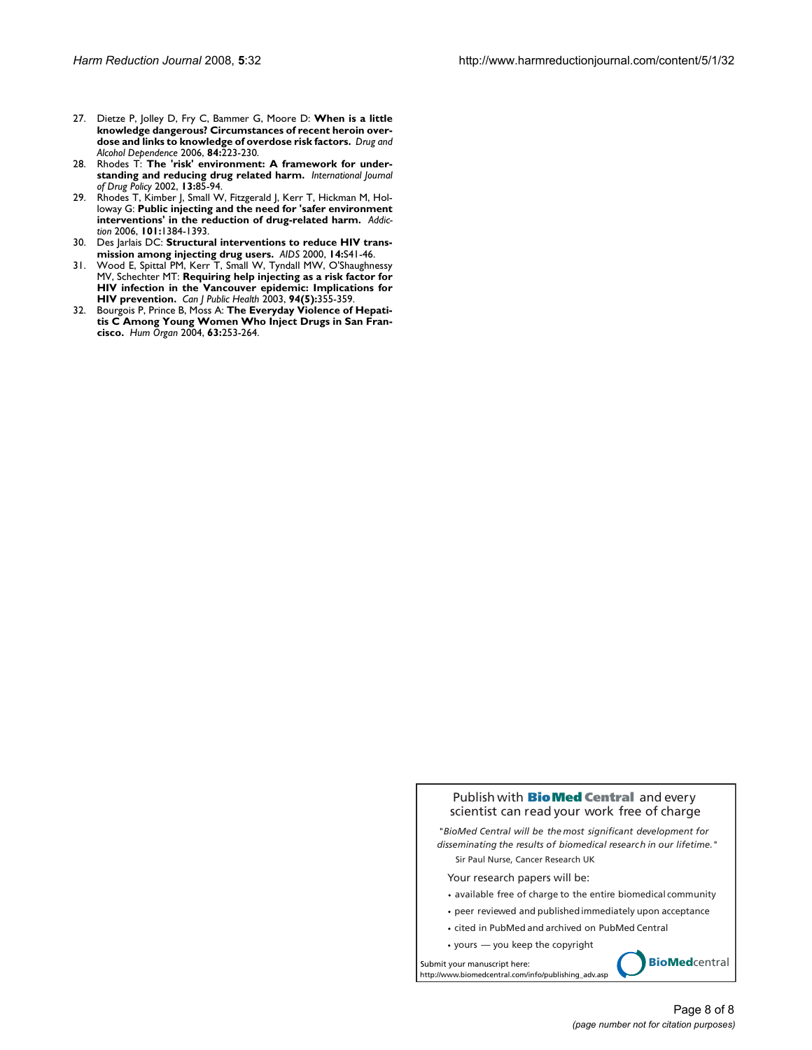27. Dietze P, Jolley D, Fry C, Bammer G, Moore D: **When is a little knowledge dangerous? Circumstances of recent heroin overdose and links to knowledge of overdose risk factors.** *Drug and Alcohol Dependence* 2006, **84:**223-230.
28. Rhodes T: **The 'risk' environment: A framework for understanding and reducing drug related harm.** *International Journal of Drug Policy* 2002, **13:**85-94.
29. Rhodes T, Kimber J, Small W, Fitzgerald J, Kerr T, Hickman M, Holloway G: **Public injecting and the need for 'safer environment interventions' in the reduction of drug-related harm.** *Addiction* 2006, **101:**1384-1393.
30. Des Jarlais DC: **Structural interventions to reduce HIV transmission among injecting drug users.** *AIDS* 2000, **14:**S41-46.
31. Wood E, Spittal PM, Kerr T, Small W, Tyndall MW, O'Shaughnessy MV, Schechter MT: **Requiring help injecting as a risk factor for HIV infection in the Vancouver epidemic: Implications for HIV prevention.** *Can J Public Health* 2003, **94(5):**355-359.
32. Bourgois P, Prince B, Moss A: **The Everyday Violence of Hepatitis C Among Young Women Who Inject Drugs in San Francisco.** *Hum Organ* 2004, **63:**253-264.

Publish with **BioMed Central** and every scientist can read your work free of charge

*"BioMed Central will be the most significant development for disseminating the results of biomedical research in our lifetime."*

Sir Paul Nurse, Cancer Research UK

Your research papers will be:

- available free of charge to the entire biomedical community
- peer reviewed and published immediately upon acceptance
- cited in PubMed and archived on PubMed Central
- yours — you keep the copyright

Submit your manuscript here:
http://www.biomedcentral.com/info/publishing_adv.asp

**BioMed**central